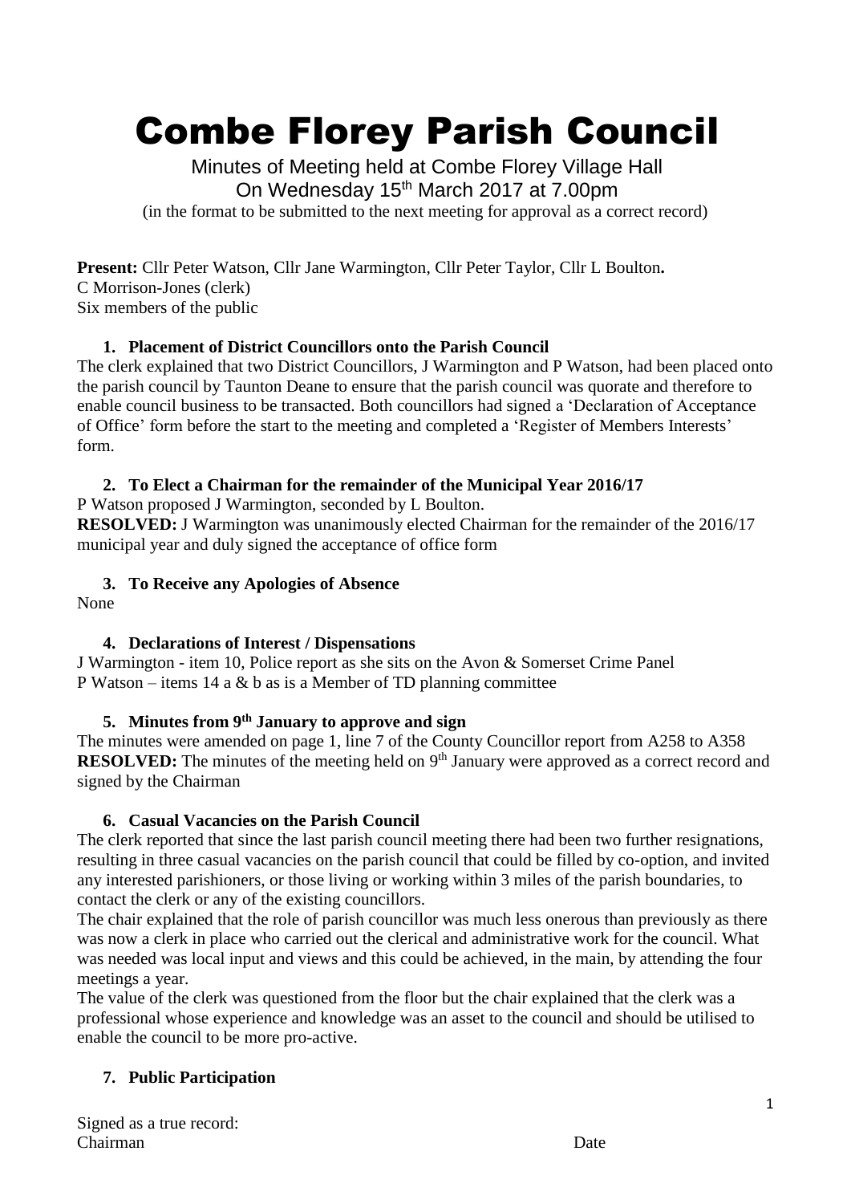# Combe Florey Parish Council

Minutes of Meeting held at Combe Florey Village Hall
On Wednesday 15th March 2017 at 7.00pm
(in the format to be submitted to the next meeting for approval as a correct record)

**Present:** Cllr Peter Watson, Cllr Jane Warmington, Cllr Peter Taylor, Cllr L Boulton**.**
C Morrison-Jones (clerk)
Six members of the public

1. **Placement of District Councillors onto the Parish Council**

The clerk explained that two District Councillors, J Warmington and P Watson, had been placed onto the parish council by Taunton Deane to ensure that the parish council was quorate and therefore to enable council business to be transacted. Both councillors had signed a 'Declaration of Acceptance of Office' form before the start to the meeting and completed a 'Register of Members Interests' form.

2. **To Elect a Chairman for the remainder of the Municipal Year 2016/17**

P Watson proposed J Warmington, seconded by L Boulton.
**RESOLVED:** J Warmington was unanimously elected Chairman for the remainder of the 2016/17 municipal year and duly signed the acceptance of office form

3. **To Receive any Apologies of Absence**

None

4. **Declarations of Interest / Dispensations**

J Warmington - item 10, Police report as she sits on the Avon & Somerset Crime Panel
P Watson – items 14 a & b as is a Member of TD planning committee

5. **Minutes from 9th January to approve and sign**

The minutes were amended on page 1, line 7 of the County Councillor report from A258 to A358
**RESOLVED:** The minutes of the meeting held on 9th January were approved as a correct record and signed by the Chairman

6. **Casual Vacancies on the Parish Council**

The clerk reported that since the last parish council meeting there had been two further resignations, resulting in three casual vacancies on the parish council that could be filled by co-option, and invited any interested parishioners, or those living or working within 3 miles of the parish boundaries, to contact the clerk or any of the existing councillors.
The chair explained that the role of parish councillor was much less onerous than previously as there was now a clerk in place who carried out the clerical and administrative work for the council. What was needed was local input and views and this could be achieved, in the main, by attending the four meetings a year.
The value of the clerk was questioned from the floor but the chair explained that the clerk was a professional whose experience and knowledge was an asset to the council and should be utilised to enable the council to be more pro-active.

7. **Public Participation**

Signed as a true record:
Chairman Date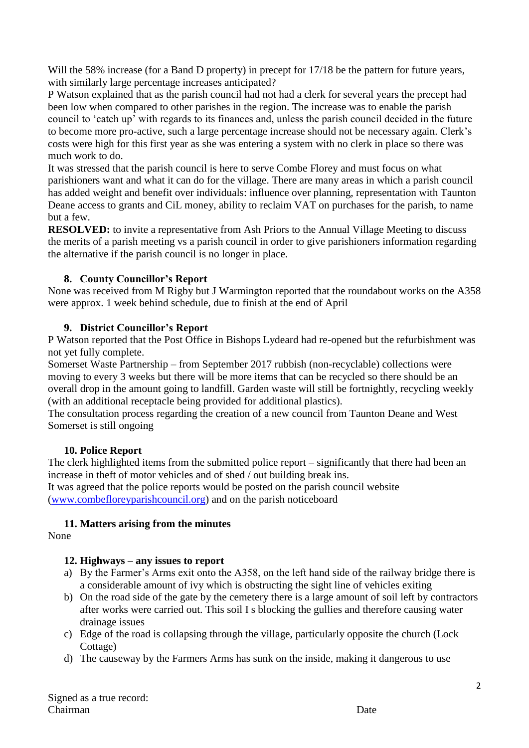Will the 58% increase (for a Band D property) in precept for 17/18 be the pattern for future years, with similarly large percentage increases anticipated?

P Watson explained that as the parish council had not had a clerk for several years the precept had been low when compared to other parishes in the region. The increase was to enable the parish council to 'catch up' with regards to its finances and, unless the parish council decided in the future to become more pro-active, such a large percentage increase should not be necessary again. Clerk's costs were high for this first year as she was entering a system with no clerk in place so there was much work to do.

It was stressed that the parish council is here to serve Combe Florey and must focus on what parishioners want and what it can do for the village. There are many areas in which a parish council has added weight and benefit over individuals: influence over planning, representation with Taunton Deane access to grants and CiL money, ability to reclaim VAT on purchases for the parish, to name but a few.

**RESOLVED:** to invite a representative from Ash Priors to the Annual Village Meeting to discuss the merits of a parish meeting vs a parish council in order to give parishioners information regarding the alternative if the parish council is no longer in place.

**8. County Councillor's Report**

None was received from M Rigby but J Warmington reported that the roundabout works on the A358 were approx. 1 week behind schedule, due to finish at the end of April

**9. District Councillor's Report**

P Watson reported that the Post Office in Bishops Lydeard had re-opened but the refurbishment was not yet fully complete.

Somerset Waste Partnership – from September 2017 rubbish (non-recyclable) collections were moving to every 3 weeks but there will be more items that can be recycled so there should be an overall drop in the amount going to landfill. Garden waste will still be fortnightly, recycling weekly (with an additional receptacle being provided for additional plastics).

The consultation process regarding the creation of a new council from Taunton Deane and West Somerset is still ongoing

**10. Police Report**

The clerk highlighted items from the submitted police report – significantly that there had been an increase in theft of motor vehicles and of shed / out building break ins.

It was agreed that the police reports would be posted on the parish council website ([www.combefloreyparishcouncil.org](www.combefloreyparishcouncil.org)) and on the parish noticeboard

**11. Matters arising from the minutes**

None

**12. Highways – any issues to report**

a) By the Farmer's Arms exit onto the A358, on the left hand side of the railway bridge there is a considerable amount of ivy which is obstructing the sight line of vehicles exiting
b) On the road side of the gate by the cemetery there is a large amount of soil left by contractors after works were carried out. This soil I s blocking the gullies and therefore causing water drainage issues
c) Edge of the road is collapsing through the village, particularly opposite the church (Lock Cottage)
d) The causeway by the Farmers Arms has sunk on the inside, making it dangerous to use

Signed as a true record:
Chairman Date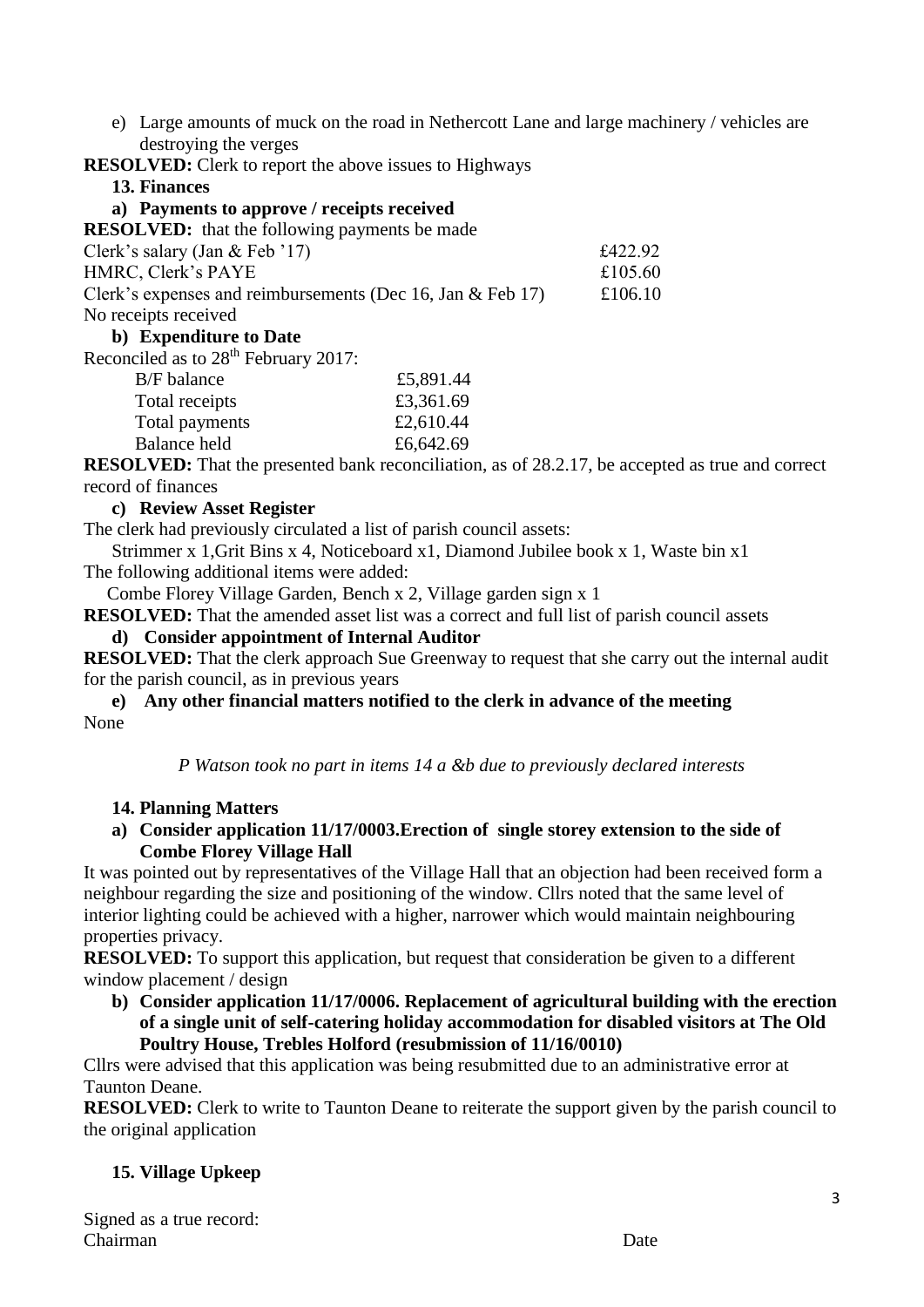e) Large amounts of muck on the road in Nethercott Lane and large machinery / vehicles are destroying the verges

**RESOLVED:** Clerk to report the above issues to Highways

**13. Finances**

**a) Payments to approve / receipts received**

**RESOLVED:** that the following payments be made

| | |
|---|---|
| Clerk's salary (Jan & Feb '17) | £422.92 |
| HMRC, Clerk's PAYE | £105.60 |
| Clerk's expenses and reimbursements (Dec 16, Jan & Feb 17) | £106.10 |

No receipts received

**b) Expenditure to Date**

Reconciled as to 28th February 2017:

| | |
|---|---|
| B/F balance | £5,891.44 |
| Total receipts | £3,361.69 |
| Total payments | £2,610.44 |
| Balance held | £6,642.69 |

**RESOLVED:** That the presented bank reconciliation, as of 28.2.17, be accepted as true and correct record of finances

**c) Review Asset Register**

The clerk had previously circulated a list of parish council assets:

Strimmer x 1,Grit Bins x 4, Noticeboard x1, Diamond Jubilee book x 1, Waste bin x1

The following additional items were added:

Combe Florey Village Garden, Bench x 2, Village garden sign x 1

**RESOLVED:** That the amended asset list was a correct and full list of parish council assets

**d) Consider appointment of Internal Auditor**

**RESOLVED:** That the clerk approach Sue Greenway to request that she carry out the internal audit for the parish council, as in previous years

**e) Any other financial matters notified to the clerk in advance of the meeting**

None

*P Watson took no part in items 14 a &b due to previously declared interests*

**14. Planning Matters**

**a) Consider application 11/17/0003.Erection of single storey extension to the side of Combe Florey Village Hall**

It was pointed out by representatives of the Village Hall that an objection had been received form a neighbour regarding the size and positioning of the window. Cllrs noted that the same level of interior lighting could be achieved with a higher, narrower which would maintain neighbouring properties privacy.

**RESOLVED:** To support this application, but request that consideration be given to a different window placement / design

**b) Consider application 11/17/0006. Replacement of agricultural building with the erection of a single unit of self-catering holiday accommodation for disabled visitors at The Old Poultry House, Trebles Holford (resubmission of 11/16/0010)**

Cllrs were advised that this application was being resubmitted due to an administrative error at Taunton Deane.

**RESOLVED:** Clerk to write to Taunton Deane to reiterate the support given by the parish council to the original application

**15. Village Upkeep**

Signed as a true record:
Chairman Date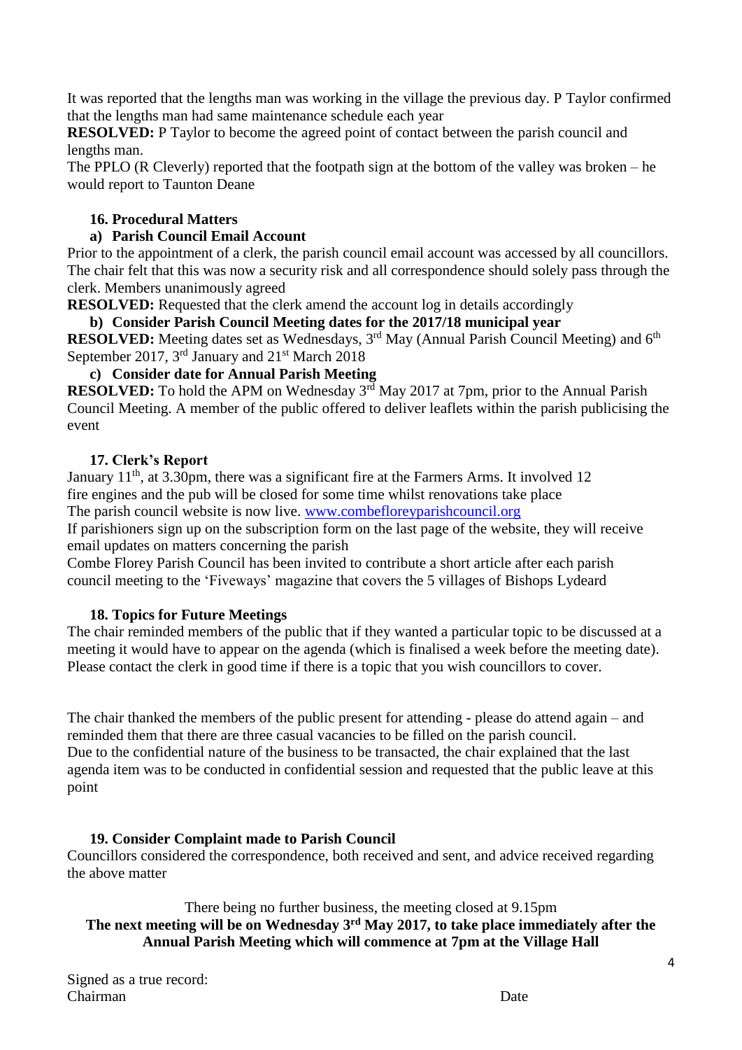It was reported that the lengths man was working in the village the previous day. P Taylor confirmed that the lengths man had same maintenance schedule each year

**RESOLVED:** P Taylor to become the agreed point of contact between the parish council and lengths man.

The PPLO (R Cleverly) reported that the footpath sign at the bottom of the valley was broken – he would report to Taunton Deane

## 16. Procedural Matters

### a) Parish Council Email Account

Prior to the appointment of a clerk, the parish council email account was accessed by all councillors. The chair felt that this was now a security risk and all correspondence should solely pass through the clerk. Members unanimously agreed

**RESOLVED:** Requested that the clerk amend the account log in details accordingly

### b) Consider Parish Council Meeting dates for the 2017/18 municipal year

**RESOLVED:** Meeting dates set as Wednesdays, 3rd May (Annual Parish Council Meeting) and 6th September 2017, 3rd January and 21st March 2018

### c) Consider date for Annual Parish Meeting

**RESOLVED:** To hold the APM on Wednesday 3rd May 2017 at 7pm, prior to the Annual Parish Council Meeting. A member of the public offered to deliver leaflets within the parish publicising the event

## 17. Clerk's Report

January 11th, at 3.30pm, there was a significant fire at the Farmers Arms. It involved 12 fire engines and the pub will be closed for some time whilst renovations take place

The parish council website is now live. www.combefloreyparishcouncil.org

If parishioners sign up on the subscription form on the last page of the website, they will receive email updates on matters concerning the parish

Combe Florey Parish Council has been invited to contribute a short article after each parish council meeting to the 'Fiveways' magazine that covers the 5 villages of Bishops Lydeard

## 18. Topics for Future Meetings

The chair reminded members of the public that if they wanted a particular topic to be discussed at a meeting it would have to appear on the agenda (which is finalised a week before the meeting date). Please contact the clerk in good time if there is a topic that you wish councillors to cover.

The chair thanked the members of the public present for attending - please do attend again – and reminded them that there are three casual vacancies to be filled on the parish council.

Due to the confidential nature of the business to be transacted, the chair explained that the last agenda item was to be conducted in confidential session and requested that the public leave at this point

## 19. Consider Complaint made to Parish Council

Councillors considered the correspondence, both received and sent, and advice received regarding the above matter

There being no further business, the meeting closed at 9.15pm

**The next meeting will be on Wednesday 3rd May 2017, to take place immediately after the Annual Parish Meeting which will commence at 7pm at the Village Hall**

Signed as a true record:

Chairman Date